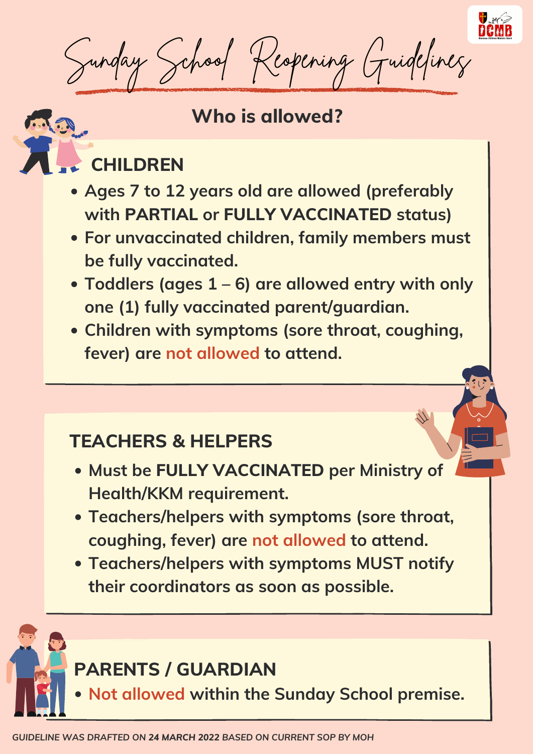# Sunday School Reopening Guidelines

## Who is allowed?

### CHILDREN

- Ages 7 to 12 years old are allowed (preferably with **PARTIAL** or **FULLY VACCINATED** status)
- For unvaccinated children, family members must be fully vaccinated.
- Toddlers (ages 1 – 6) are allowed entry with only one (1) fully vaccinated parent/guardian.
- Children with symptoms (sore throat, coughing, fever) are not allowed to attend.

### TEACHERS & HELPERS

- Must be **FULLY VACCINATED** per Ministry of Health/KKM requirement.
- Teachers/helpers with symptoms (sore throat, coughing, fever) are not allowed to attend.
- Teachers/helpers with symptoms MUST notify their coordinators as soon as possible.

### PARENTS / GUARDIAN

- Not allowed within the Sunday School premise.

*GUIDELINE WAS DRAFTED ON **24 MARCH 2022** BASED ON CURRENT SOP BY MOH*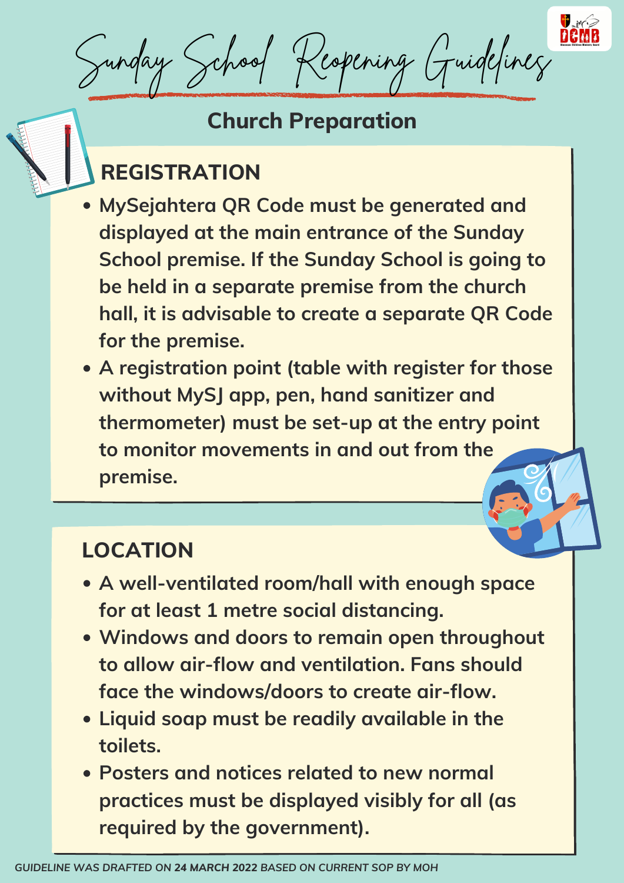# Sunday School Reopening Guidelines

## Church Preparation

### REGISTRATION

- MySejahtera QR Code must be generated and displayed at the main entrance of the Sunday School premise. If the Sunday School is going to be held in a separate premise from the church hall, it is advisable to create a separate QR Code for the premise.
- A registration point (table with register for those without MySJ app, pen, hand sanitizer and thermometer) must be set-up at the entry point to monitor movements in and out from the premise.

### LOCATION

- A well-ventilated room/hall with enough space for at least 1 metre social distancing.
- Windows and doors to remain open throughout to allow air-flow and ventilation. Fans should face the windows/doors to create air-flow.
- Liquid soap must be readily available in the toilets.
- Posters and notices related to new normal practices must be displayed visibly for all (as required by the government).

*GUIDELINE WAS DRAFTED ON **24 MARCH 2022** BASED ON CURRENT SOP BY MOH*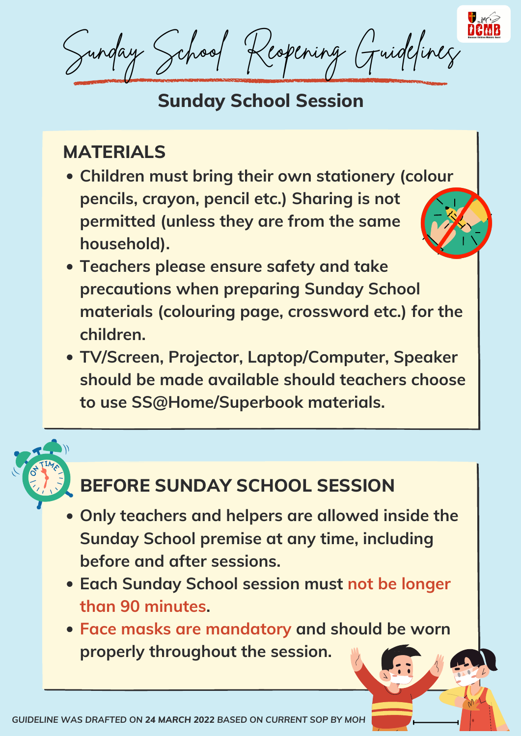# Sunday School Reopening Guidelines

## Sunday School Session

### MATERIALS

- Children must bring their own stationery (colour pencils, crayon, pencil etc.) Sharing is not permitted (unless they are from the same household).
- Teachers please ensure safety and take precautions when preparing Sunday School materials (colouring page, crossword etc.) for the children.
- TV/Screen, Projector, Laptop/Computer, Speaker should be made available should teachers choose to use SS@Home/Superbook materials.

### BEFORE SUNDAY SCHOOL SESSION

- Only teachers and helpers are allowed inside the Sunday School premise at any time, including before and after sessions.
- Each Sunday School session must **not be longer than 90 minutes**.
- **Face masks are mandatory** and should be worn properly throughout the session.

*GUIDELINE WAS DRAFTED ON **24 MARCH 2022** BASED ON CURRENT SOP BY MOH*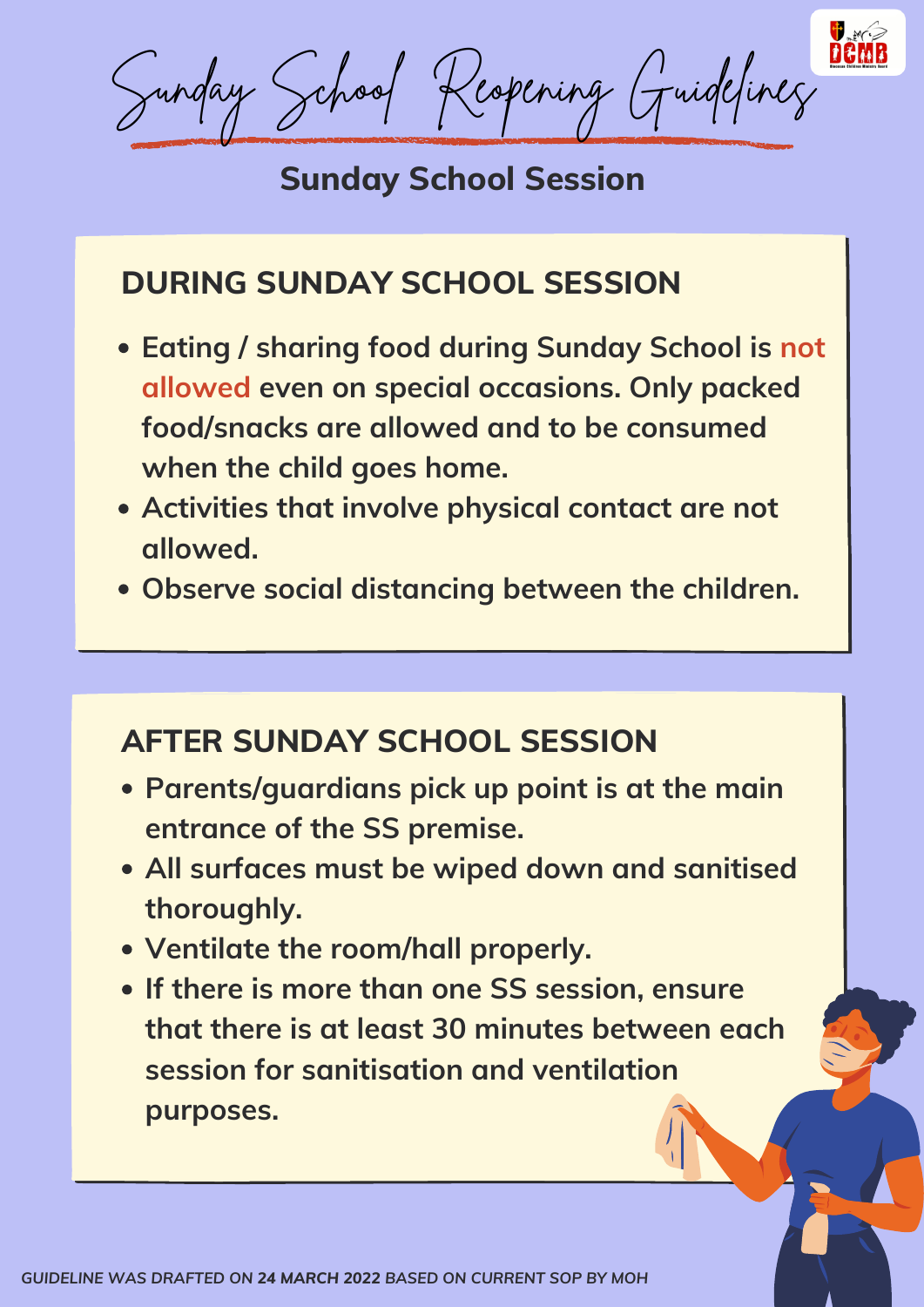# Sunday School Reopening Guidelines

## Sunday School Session

### DURING SUNDAY SCHOOL SESSION

- Eating / sharing food during Sunday School is **not allowed** even on special occasions. Only packed food/snacks are allowed and to be consumed when the child goes home.
- Activities that involve physical contact are not allowed.
- Observe social distancing between the children.

### AFTER SUNDAY SCHOOL SESSION

- Parents/guardians pick up point is at the main entrance of the SS premise.
- All surfaces must be wiped down and sanitised thoroughly.
- Ventilate the room/hall properly.
- If there is more than one SS session, ensure that there is at least 30 minutes between each session for sanitisation and ventilation purposes.

*GUIDELINE WAS DRAFTED ON **24 MARCH 2022** BASED ON CURRENT SOP BY MOH*